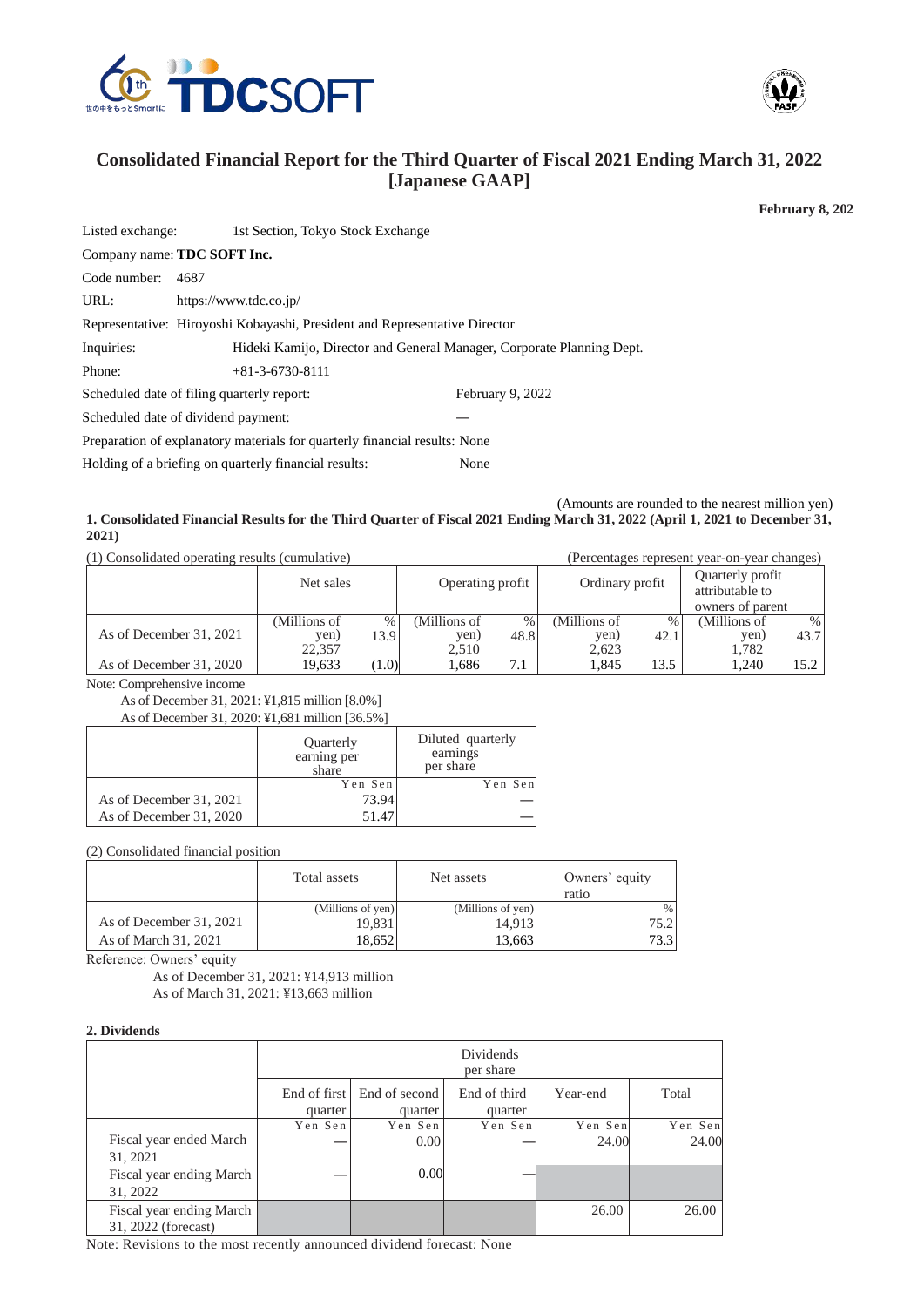# Consolidated Financial Report for the Third Quarter of Fiscal 2021 Ending March 31, 2022 [Japanese GAAP]

**February 8, 202**

Listed exchange: 1st Section, Tokyo Stock Exchange

Company name: **TDC SOFT Inc.**

Code number: 4687

URL: https://www.tdc.co.jp/

Representative: Hiroyoshi Kobayashi, President and Representative Director

Inquiries: Hideki Kamijo, Director and General Manager, Corporate Planning Dept.

Phone: +81-3-6730-8111

Scheduled date of filing quarterly report: February 9, 2022

Scheduled date of dividend payment: —

Preparation of explanatory materials for quarterly financial results: None

Holding of a briefing on quarterly financial results: None

(Amounts are rounded to the nearest million yen)

### 1. Consolidated Financial Results for the Third Quarter of Fiscal 2021 Ending March 31, 2022 (April 1, 2021 to December 31, 2021)

(1) Consolidated operating results (cumulative) (Percentages represent year-on-year changes)

| | Net sales | | Operating profit | | Ordinary profit | | Quarterly profit attributable to owners of parent | |
|---|---|---|---|---|---|---|---|---|
| | (Millions of yen) | % | (Millions of yen) | % | (Millions of yen) | % | (Millions of yen) | % |
| As of December 31, 2021 | 22,357 | 13.9 | 2,510 | 48.8 | 2,623 | 42.1 | 1,782 | 43.7 |
| As of December 31, 2020 | 19,633 | (1.0) | 1,686 | 7.1 | 1,845 | 13.5 | 1,240 | 15.2 |

Note: Comprehensive income

As of December 31, 2021: ¥1,815 million [8.0%]

As of December 31, 2020: ¥1,681 million [36.5%]

| | Quarterly earning per share | Diluted quarterly earnings per share |
|---|---|---|
| | Yen Sen | Yen Sen |
| As of December 31, 2021 | 73.94 | — |
| As of December 31, 2020 | 51.47 | — |

(2) Consolidated financial position

| | Total assets | Net assets | Owners' equity ratio |
|---|---|---|---|
| | (Millions of yen) | (Millions of yen) | % |
| As of December 31, 2021 | 19,831 | 14,913 | 75.2 |
| As of March 31, 2021 | 18,652 | 13,663 | 73.3 |

Reference: Owners' equity

As of December 31, 2021: ¥14,913 million

As of March 31, 2021: ¥13,663 million

### 2. Dividends

| | Dividends per share | | | | |
|---|---|---|---|---|---|
| | End of first quarter | End of second quarter | End of third quarter | Year-end | Total |
| | Yen Sen | Yen Sen | Yen Sen | Yen Sen | Yen Sen |
| Fiscal year ended March 31, 2021 | — | 0.00 | — | 24.00 | 24.00 |
| Fiscal year ending March 31, 2022 | — | 0.00 | — | | |
| Fiscal year ending March 31, 2022 (forecast) | | | | 26.00 | 26.00 |

Note: Revisions to the most recently announced dividend forecast: None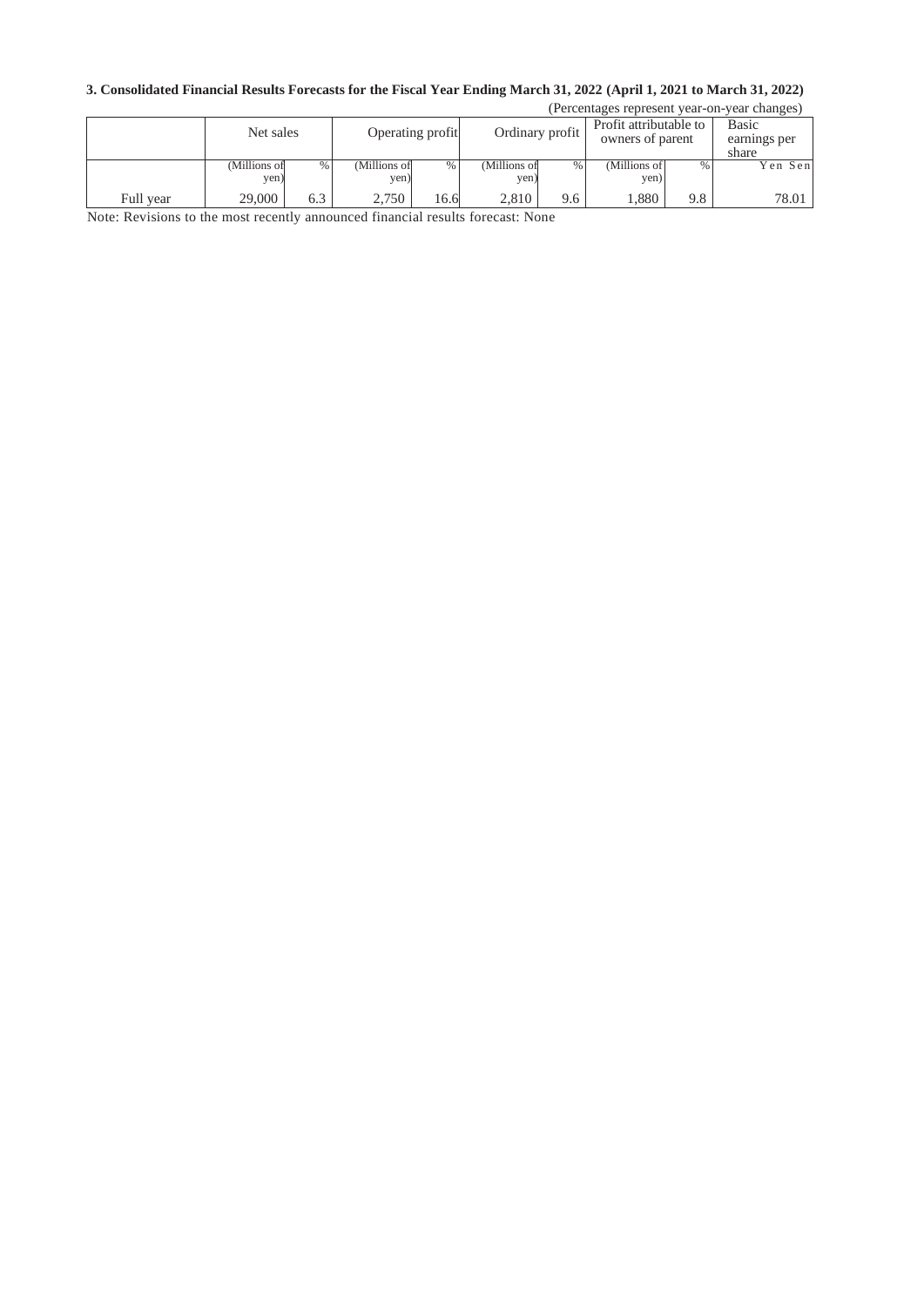**3. Consolidated Financial Results Forecasts for the Fiscal Year Ending March 31, 2022 (April 1, 2021 to March 31, 2022)**

(Percentages represent year-on-year changes)

| | Net sales | | Operating profit | | Ordinary profit | | Profit attributable to owners of parent | | Basic earnings per share |
|---|---|---|---|---|---|---|---|---|---|
| | (Millions of yen) | % | (Millions of yen) | % | (Millions of yen) | % | (Millions of yen) | % | Yen Sen |
| Full year | 29,000 | 6.3 | 2,750 | 16.6 | 2,810 | 9.6 | 1,880 | 9.8 | 78.01 |

Note: Revisions to the most recently announced financial results forecast: None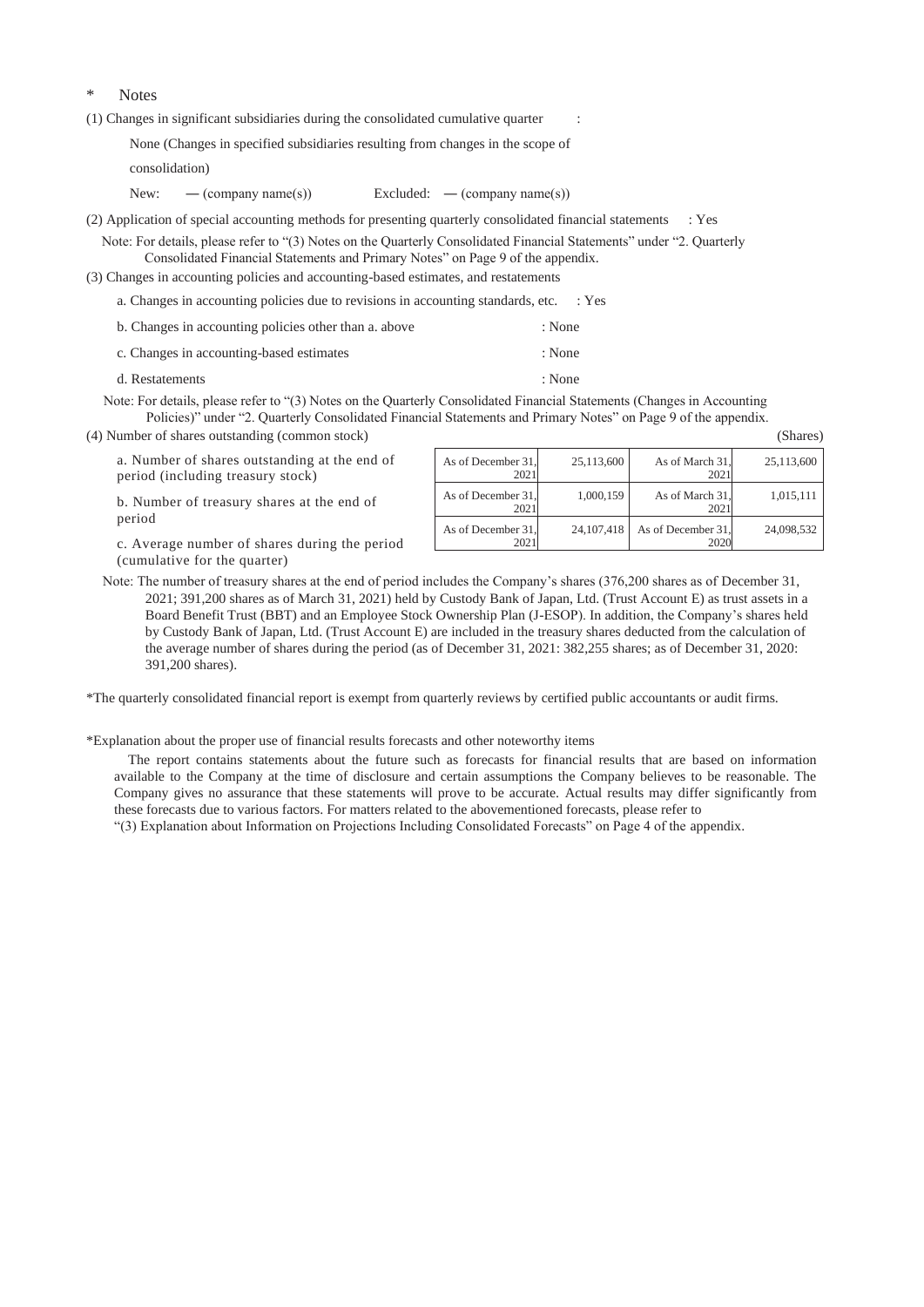\* Notes

(1) Changes in significant subsidiaries during the consolidated cumulative quarter :

None (Changes in specified subsidiaries resulting from changes in the scope of consolidation)

New: — (company name(s)) Excluded: — (company name(s))

(2) Application of special accounting methods for presenting quarterly consolidated financial statements : Yes

Note: For details, please refer to "(3) Notes on the Quarterly Consolidated Financial Statements" under "2. Quarterly Consolidated Financial Statements and Primary Notes" on Page 9 of the appendix.

(3) Changes in accounting policies and accounting-based estimates, and restatements

a. Changes in accounting policies due to revisions in accounting standards, etc. : Yes

b. Changes in accounting policies other than a. above : None

c. Changes in accounting-based estimates : None

d. Restatements : None

Note: For details, please refer to "(3) Notes on the Quarterly Consolidated Financial Statements (Changes in Accounting Policies)" under "2. Quarterly Consolidated Financial Statements and Primary Notes" on Page 9 of the appendix.

(4) Number of shares outstanding (common stock) (Shares)

| | | | | |
|---|---|---|---|---|
| a. Number of shares outstanding at the end of period (including treasury stock) | As of December 31, 2021 | 25,113,600 | As of March 31, 2021 | 25,113,600 |
| b. Number of treasury shares at the end of period | As of December 31, 2021 | 1,000,159 | As of March 31, 2021 | 1,015,111 |
| c. Average number of shares during the period (cumulative for the quarter) | As of December 31, 2021 | 24,107,418 | As of December 31, 2020 | 24,098,532 |

Note: The number of treasury shares at the end of period includes the Company's shares (376,200 shares as of December 31, 2021; 391,200 shares as of March 31, 2021) held by Custody Bank of Japan, Ltd. (Trust Account E) as trust assets in a Board Benefit Trust (BBT) and an Employee Stock Ownership Plan (J-ESOP). In addition, the Company's shares held by Custody Bank of Japan, Ltd. (Trust Account E) are included in the treasury shares deducted from the calculation of the average number of shares during the period (as of December 31, 2021: 382,255 shares; as of December 31, 2020: 391,200 shares).

\*The quarterly consolidated financial report is exempt from quarterly reviews by certified public accountants or audit firms.

\*Explanation about the proper use of financial results forecasts and other noteworthy items

The report contains statements about the future such as forecasts for financial results that are based on information available to the Company at the time of disclosure and certain assumptions the Company believes to be reasonable. The Company gives no assurance that these statements will prove to be accurate. Actual results may differ significantly from these forecasts due to various factors. For matters related to the abovementioned forecasts, please refer to "(3) Explanation about Information on Projections Including Consolidated Forecasts" on Page 4 of the appendix.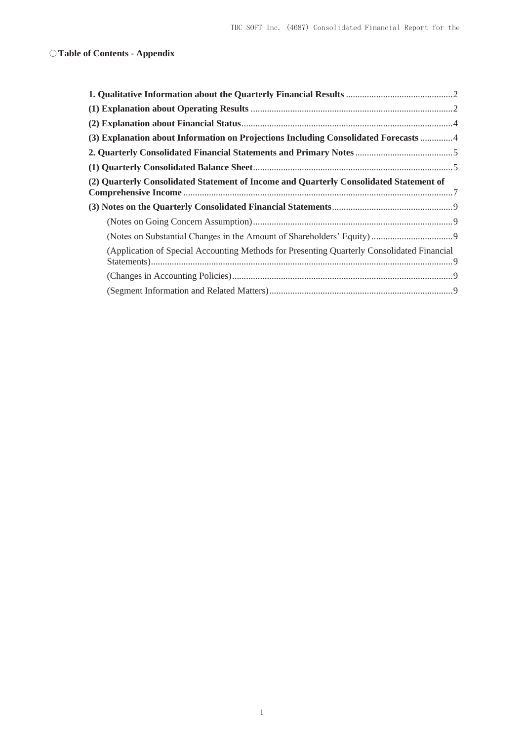○**Table of Contents - Appendix**

**1. Qualitative Information about the Quarterly Financial Results** .......... 2

**(1) Explanation about Operating Results** .......... 2

**(2) Explanation about Financial Status** .......... 4

**(3) Explanation about Information on Projections Including Consolidated Forecasts** .......... 4

**2. Quarterly Consolidated Financial Statements and Primary Notes** .......... 5

**(1) Quarterly Consolidated Balance Sheet** .......... 5

**(2) Quarterly Consolidated Statement of Income and Quarterly Consolidated Statement of Comprehensive Income** .......... 7

**(3) Notes on the Quarterly Consolidated Financial Statements** .......... 9

(Notes on Going Concern Assumption) .......... 9

(Notes on Substantial Changes in the Amount of Shareholders' Equity) .......... 9

(Application of Special Accounting Methods for Presenting Quarterly Consolidated Financial Statements) .......... 9

(Changes in Accounting Policies) .......... 9

(Segment Information and Related Matters) .......... 9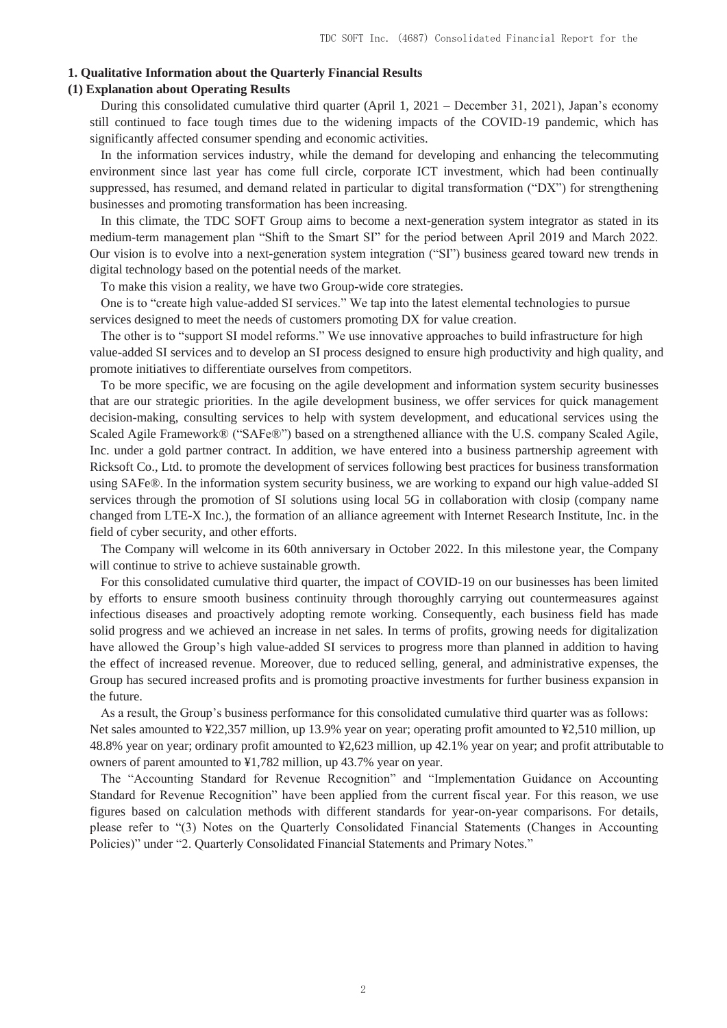## 1. Qualitative Information about the Quarterly Financial Results

### (1) Explanation about Operating Results

During this consolidated cumulative third quarter (April 1, 2021 – December 31, 2021), Japan's economy still continued to face tough times due to the widening impacts of the COVID-19 pandemic, which has significantly affected consumer spending and economic activities.

In the information services industry, while the demand for developing and enhancing the telecommuting environment since last year has come full circle, corporate ICT investment, which had been continually suppressed, has resumed, and demand related in particular to digital transformation ("DX") for strengthening businesses and promoting transformation has been increasing.

In this climate, the TDC SOFT Group aims to become a next-generation system integrator as stated in its medium-term management plan "Shift to the Smart SI" for the period between April 2019 and March 2022. Our vision is to evolve into a next-generation system integration ("SI") business geared toward new trends in digital technology based on the potential needs of the market.

To make this vision a reality, we have two Group-wide core strategies.

One is to "create high value-added SI services." We tap into the latest elemental technologies to pursue services designed to meet the needs of customers promoting DX for value creation.

The other is to "support SI model reforms." We use innovative approaches to build infrastructure for high value-added SI services and to develop an SI process designed to ensure high productivity and high quality, and promote initiatives to differentiate ourselves from competitors.

To be more specific, we are focusing on the agile development and information system security businesses that are our strategic priorities. In the agile development business, we offer services for quick management decision-making, consulting services to help with system development, and educational services using the Scaled Agile Framework® ("SAFe®") based on a strengthened alliance with the U.S. company Scaled Agile, Inc. under a gold partner contract. In addition, we have entered into a business partnership agreement with Ricksoft Co., Ltd. to promote the development of services following best practices for business transformation using SAFe®. In the information system security business, we are working to expand our high value-added SI services through the promotion of SI solutions using local 5G in collaboration with closip (company name changed from LTE-X Inc.), the formation of an alliance agreement with Internet Research Institute, Inc. in the field of cyber security, and other efforts.

The Company will welcome in its 60th anniversary in October 2022. In this milestone year, the Company will continue to strive to achieve sustainable growth.

For this consolidated cumulative third quarter, the impact of COVID-19 on our businesses has been limited by efforts to ensure smooth business continuity through thoroughly carrying out countermeasures against infectious diseases and proactively adopting remote working. Consequently, each business field has made solid progress and we achieved an increase in net sales. In terms of profits, growing needs for digitalization have allowed the Group's high value-added SI services to progress more than planned in addition to having the effect of increased revenue. Moreover, due to reduced selling, general, and administrative expenses, the Group has secured increased profits and is promoting proactive investments for further business expansion in the future.

As a result, the Group's business performance for this consolidated cumulative third quarter was as follows: Net sales amounted to ¥22,357 million, up 13.9% year on year; operating profit amounted to ¥2,510 million, up 48.8% year on year; ordinary profit amounted to ¥2,623 million, up 42.1% year on year; and profit attributable to owners of parent amounted to ¥1,782 million, up 43.7% year on year.

The "Accounting Standard for Revenue Recognition" and "Implementation Guidance on Accounting Standard for Revenue Recognition" have been applied from the current fiscal year. For this reason, we use figures based on calculation methods with different standards for year-on-year comparisons. For details, please refer to "(3) Notes on the Quarterly Consolidated Financial Statements (Changes in Accounting Policies)" under "2. Quarterly Consolidated Financial Statements and Primary Notes."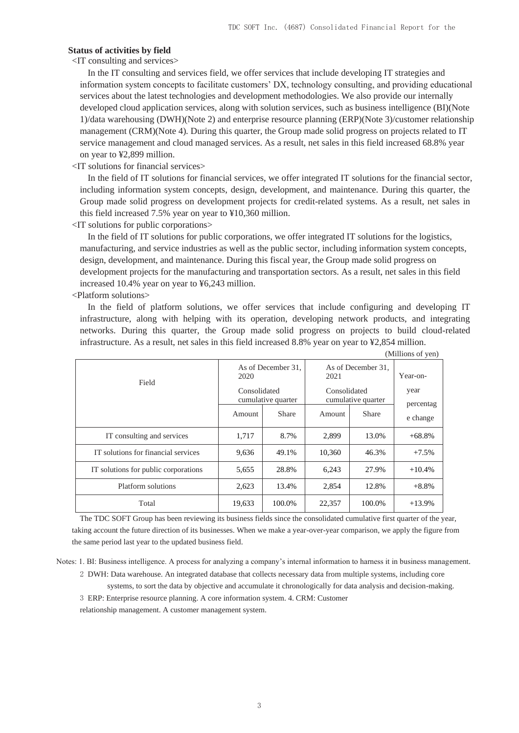**Status of activities by field**

<IT consulting and services>

In the IT consulting and services field, we offer services that include developing IT strategies and information system concepts to facilitate customers' DX, technology consulting, and providing educational services about the latest technologies and development methodologies. We also provide our internally developed cloud application services, along with solution services, such as business intelligence (BI)(Note 1)/data warehousing (DWH)(Note 2) and enterprise resource planning (ERP)(Note 3)/customer relationship management (CRM)(Note 4). During this quarter, the Group made solid progress on projects related to IT service management and cloud managed services. As a result, net sales in this field increased 68.8% year on year to ¥2,899 million.

<IT solutions for financial services>

In the field of IT solutions for financial services, we offer integrated IT solutions for the financial sector, including information system concepts, design, development, and maintenance. During this quarter, the Group made solid progress on development projects for credit-related systems. As a result, net sales in this field increased 7.5% year on year to ¥10,360 million.

<IT solutions for public corporations>

In the field of IT solutions for public corporations, we offer integrated IT solutions for the logistics, manufacturing, and service industries as well as the public sector, including information system concepts, design, development, and maintenance. During this fiscal year, the Group made solid progress on development projects for the manufacturing and transportation sectors. As a result, net sales in this field increased 10.4% year on year to ¥6,243 million.

<Platform solutions>

In the field of platform solutions, we offer services that include configuring and developing IT infrastructure, along with helping with its operation, developing network products, and integrating networks. During this quarter, the Group made solid progress on projects to build cloud-related infrastructure. As a result, net sales in this field increased 8.8% year on year to ¥2,854 million.

(Millions of yen)

| Field | As of December 31, 2020 Consolidated cumulative quarter | | As of December 31, 2021 Consolidated cumulative quarter | | Year-on-year percentage change |
|---|---|---|---|---|---|
| | Amount | Share | Amount | Share | |
| IT consulting and services | 1,717 | 8.7% | 2,899 | 13.0% | +68.8% |
| IT solutions for financial services | 9,636 | 49.1% | 10,360 | 46.3% | +7.5% |
| IT solutions for public corporations | 5,655 | 28.8% | 6,243 | 27.9% | +10.4% |
| Platform solutions | 2,623 | 13.4% | 2,854 | 12.8% | +8.8% |
| Total | 19,633 | 100.0% | 22,357 | 100.0% | +13.9% |

The TDC SOFT Group has been reviewing its business fields since the consolidated cumulative first quarter of the year, taking account the future direction of its businesses. When we make a year-over-year comparison, we apply the figure from the same period last year to the updated business field.

Notes: 1. BI: Business intelligence. A process for analyzing a company's internal information to harness it in business management.

2 DWH: Data warehouse. An integrated database that collects necessary data from multiple systems, including core systems, to sort the data by objective and accumulate it chronologically for data analysis and decision-making.

3 ERP: Enterprise resource planning. A core information system. 4. CRM: Customer relationship management. A customer management system.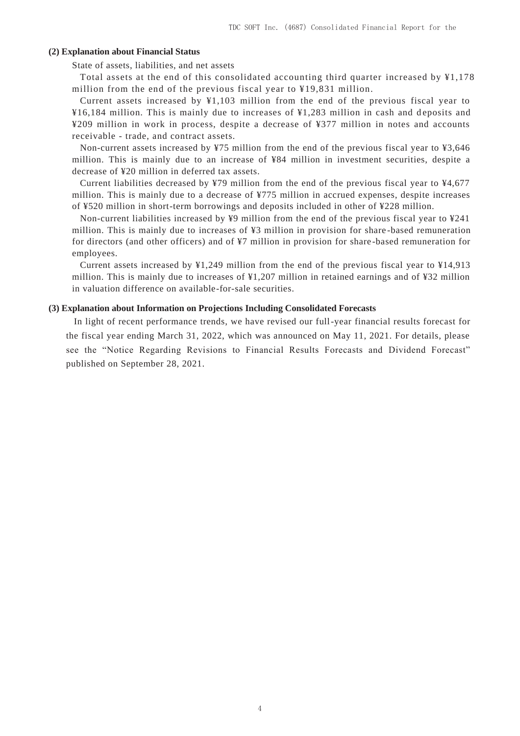**(2) Explanation about Financial Status**

State of assets, liabilities, and net assets

Total assets at the end of this consolidated accounting third quarter increased by ¥1,178 million from the end of the previous fiscal year to ¥19,831 million.

Current assets increased by ¥1,103 million from the end of the previous fiscal year to ¥16,184 million. This is mainly due to increases of ¥1,283 million in cash and deposits and ¥209 million in work in process, despite a decrease of ¥377 million in notes and accounts receivable - trade, and contract assets.

Non-current assets increased by ¥75 million from the end of the previous fiscal year to ¥3,646 million. This is mainly due to an increase of ¥84 million in investment securities, despite a decrease of ¥20 million in deferred tax assets.

Current liabilities decreased by ¥79 million from the end of the previous fiscal year to ¥4,677 million. This is mainly due to a decrease of ¥775 million in accrued expenses, despite increases of ¥520 million in short-term borrowings and deposits included in other of ¥228 million.

Non-current liabilities increased by ¥9 million from the end of the previous fiscal year to ¥241 million. This is mainly due to increases of ¥3 million in provision for share-based remuneration for directors (and other officers) and of ¥7 million in provision for share-based remuneration for employees.

Current assets increased by ¥1,249 million from the end of the previous fiscal year to ¥14,913 million. This is mainly due to increases of ¥1,207 million in retained earnings and of ¥32 million in valuation difference on available-for-sale securities.

**(3) Explanation about Information on Projections Including Consolidated Forecasts**

In light of recent performance trends, we have revised our full-year financial results forecast for the fiscal year ending March 31, 2022, which was announced on May 11, 2021. For details, please see the “Notice Regarding Revisions to Financial Results Forecasts and Dividend Forecast” published on September 28, 2021.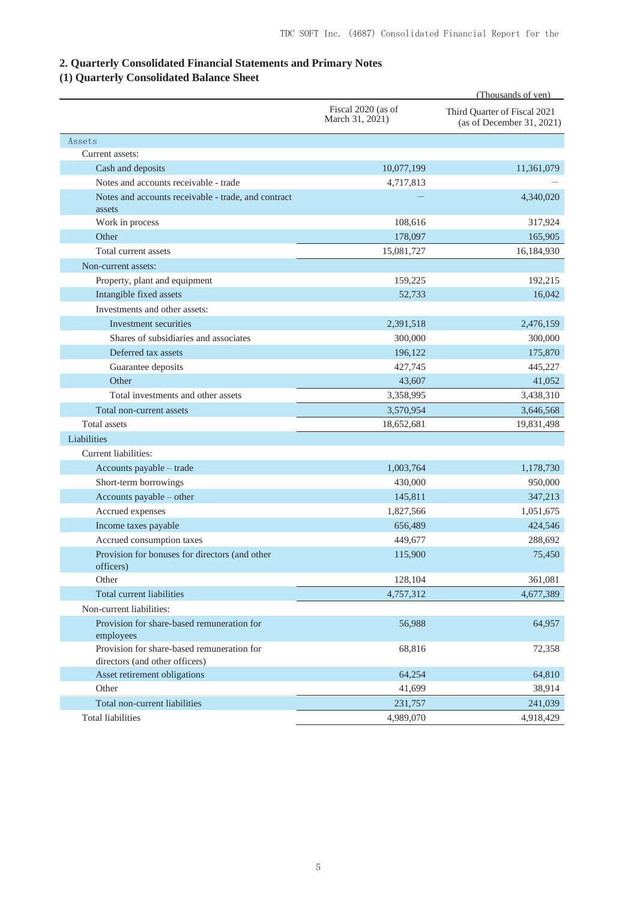## 2. Quarterly Consolidated Financial Statements and Primary Notes

### (1) Quarterly Consolidated Balance Sheet

(Thousands of yen)

| | Fiscal 2020 (as of March 31, 2021) | Third Quarter of Fiscal 2021 (as of December 31, 2021) |
|---|---|---|
| Assets | | |
| Current assets: | | |
| Cash and deposits | 10,077,199 | 11,361,079 |
| Notes and accounts receivable - trade | 4,717,813 | — |
| Notes and accounts receivable - trade, and contract assets | — | 4,340,020 |
| Work in process | 108,616 | 317,924 |
| Other | 178,097 | 165,905 |
| Total current assets | 15,081,727 | 16,184,930 |
| Non-current assets: | | |
| Property, plant and equipment | 159,225 | 192,215 |
| Intangible fixed assets | 52,733 | 16,042 |
| Investments and other assets: | | |
| Investment securities | 2,391,518 | 2,476,159 |
| Shares of subsidiaries and associates | 300,000 | 300,000 |
| Deferred tax assets | 196,122 | 175,870 |
| Guarantee deposits | 427,745 | 445,227 |
| Other | 43,607 | 41,052 |
| Total investments and other assets | 3,358,995 | 3,438,310 |
| Total non-current assets | 3,570,954 | 3,646,568 |
| Total assets | 18,652,681 | 19,831,498 |
| Liabilities | | |
| Current liabilities: | | |
| Accounts payable – trade | 1,003,764 | 1,178,730 |
| Short-term borrowings | 430,000 | 950,000 |
| Accounts payable – other | 145,811 | 347,213 |
| Accrued expenses | 1,827,566 | 1,051,675 |
| Income taxes payable | 656,489 | 424,546 |
| Accrued consumption taxes | 449,677 | 288,692 |
| Provision for bonuses for directors (and other officers) | 115,900 | 75,450 |
| Other | 128,104 | 361,081 |
| Total current liabilities | 4,757,312 | 4,677,389 |
| Non-current liabilities: | | |
| Provision for share-based remuneration for employees | 56,988 | 64,957 |
| Provision for share-based remuneration for directors (and other officers) | 68,816 | 72,358 |
| Asset retirement obligations | 64,254 | 64,810 |
| Other | 41,699 | 38,914 |
| Total non-current liabilities | 231,757 | 241,039 |
| Total liabilities | 4,989,070 | 4,918,429 |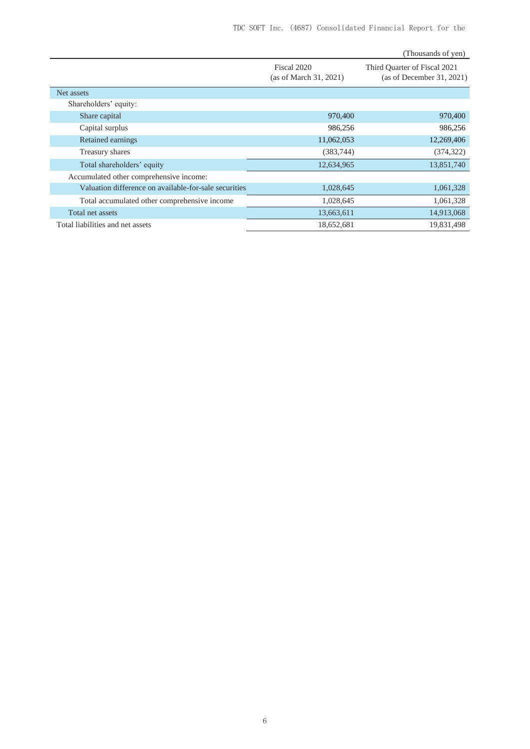(Thousands of yen)

| | Fiscal 2020 (as of March 31, 2021) | Third Quarter of Fiscal 2021 (as of December 31, 2021) |
|---|---|---|
| Net assets | | |
| Shareholders' equity: | | |
| Share capital | 970,400 | 970,400 |
| Capital surplus | 986,256 | 986,256 |
| Retained earnings | 11,062,053 | 12,269,406 |
| Treasury shares | (383,744) | (374,322) |
| Total shareholders' equity | 12,634,965 | 13,851,740 |
| Accumulated other comprehensive income: | | |
| Valuation difference on available-for-sale securities | 1,028,645 | 1,061,328 |
| Total accumulated other comprehensive income | 1,028,645 | 1,061,328 |
| Total net assets | 13,663,611 | 14,913,068 |
| Total liabilities and net assets | 18,652,681 | 19,831,498 |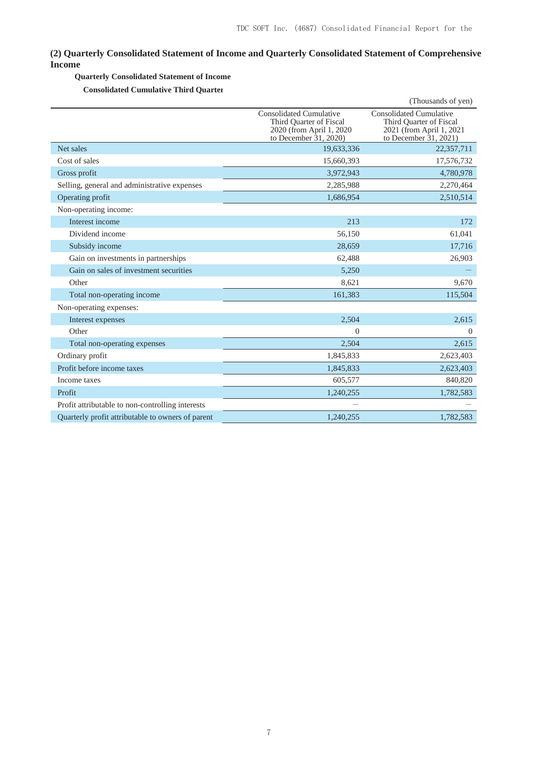## (2) Quarterly Consolidated Statement of Income and Quarterly Consolidated Statement of Comprehensive Income

**Quarterly Consolidated Statement of Income**

**Consolidated Cumulative Third Quarter**

(Thousands of yen)

| | Consolidated Cumulative Third Quarter of Fiscal 2020 (from April 1, 2020 to December 31, 2020) | Consolidated Cumulative Third Quarter of Fiscal 2021 (from April 1, 2021 to December 31, 2021) |
|---|---|---|
| Net sales | 19,633,336 | 22,357,711 |
| Cost of sales | 15,660,393 | 17,576,732 |
| Gross profit | 3,972,943 | 4,780,978 |
| Selling, general and administrative expenses | 2,285,988 | 2,270,464 |
| Operating profit | 1,686,954 | 2,510,514 |
| Non-operating income: | | |
| Interest income | 213 | 172 |
| Dividend income | 56,150 | 61,041 |
| Subsidy income | 28,659 | 17,716 |
| Gain on investments in partnerships | 62,488 | 26,903 |
| Gain on sales of investment securities | 5,250 | — |
| Other | 8,621 | 9,670 |
| Total non-operating income | 161,383 | 115,504 |
| Non-operating expenses: | | |
| Interest expenses | 2,504 | 2,615 |
| Other | 0 | 0 |
| Total non-operating expenses | 2,504 | 2,615 |
| Ordinary profit | 1,845,833 | 2,623,403 |
| Profit before income taxes | 1,845,833 | 2,623,403 |
| Income taxes | 605,577 | 840,820 |
| Profit | 1,240,255 | 1,782,583 |
| Profit attributable to non-controlling interests | — | — |
| Quarterly profit attributable to owners of parent | 1,240,255 | 1,782,583 |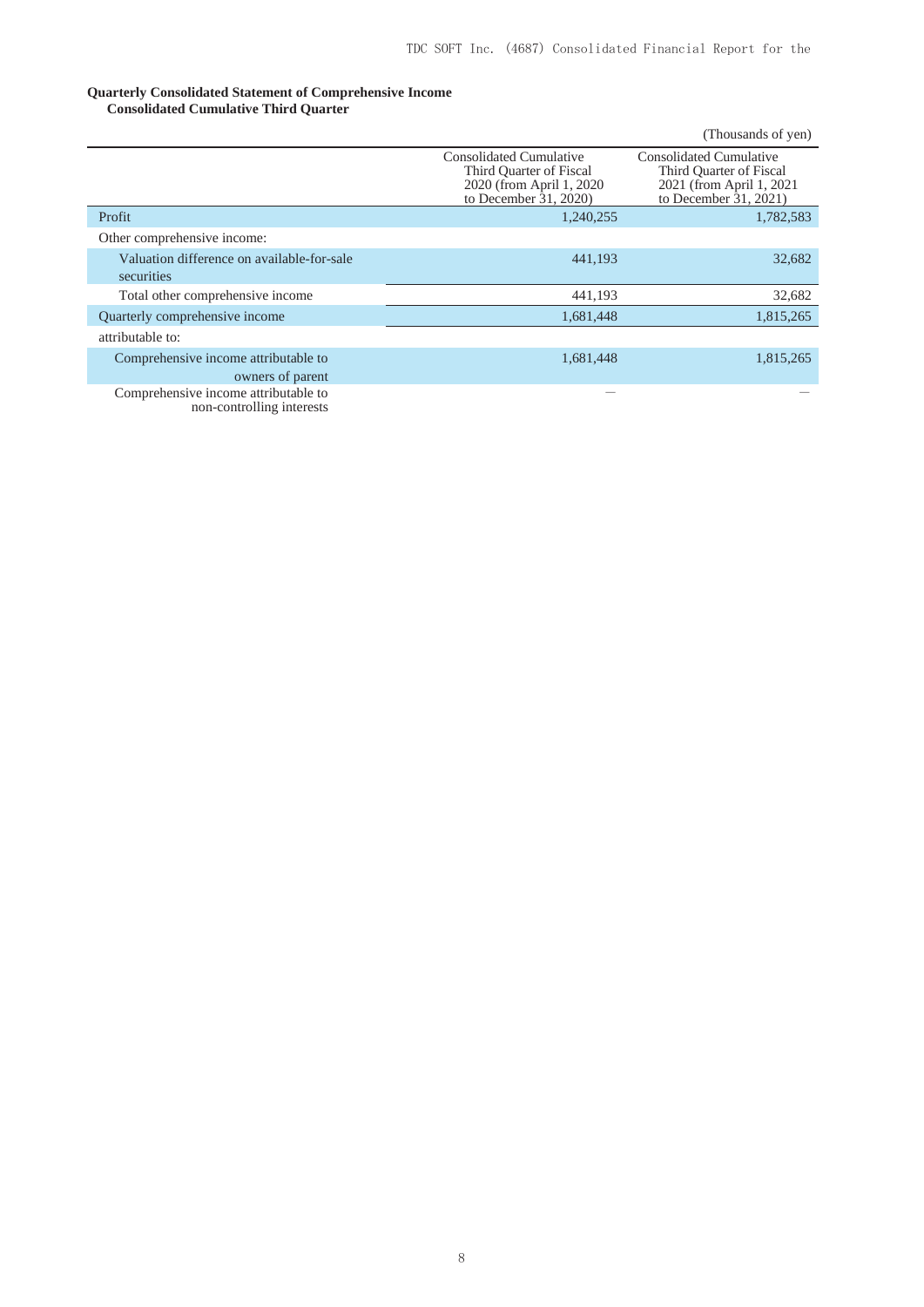**Quarterly Consolidated Statement of Comprehensive Income**
**Consolidated Cumulative Third Quarter**

(Thousands of yen)

| | Consolidated Cumulative Third Quarter of Fiscal 2020 (from April 1, 2020 to December 31, 2020) | Consolidated Cumulative Third Quarter of Fiscal 2021 (from April 1, 2021 to December 31, 2021) |
|---|---|---|
| Profit | 1,240,255 | 1,782,583 |
| Other comprehensive income: | | |
| Valuation difference on available-for-sale securities | 441,193 | 32,682 |
| Total other comprehensive income | 441,193 | 32,682 |
| Quarterly comprehensive income | 1,681,448 | 1,815,265 |
| attributable to: | | |
| Comprehensive income attributable to owners of parent | 1,681,448 | 1,815,265 |
| Comprehensive income attributable to non-controlling interests | — | — |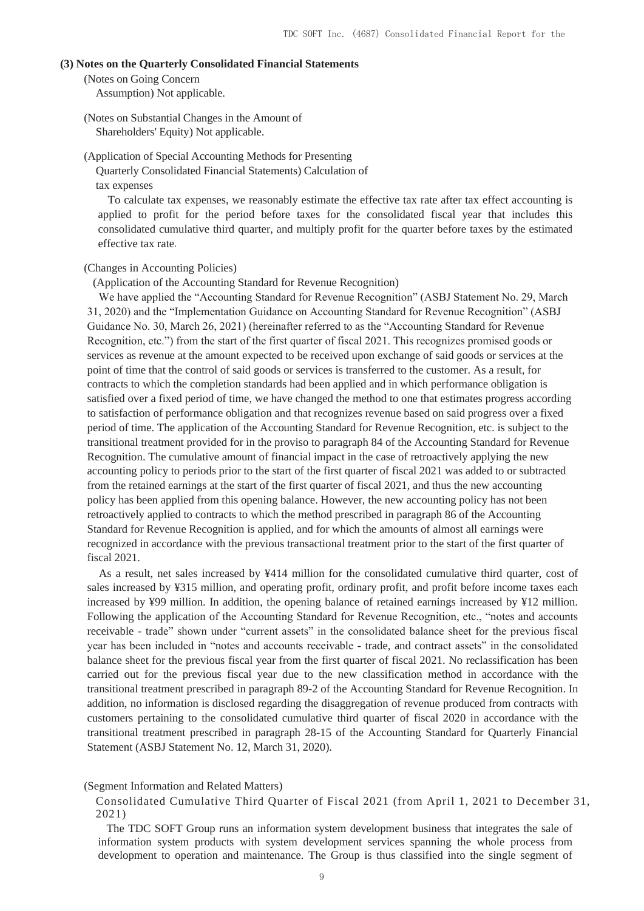### (3) Notes on the Quarterly Consolidated Financial Statements

(Notes on Going Concern Assumption) Not applicable.

(Notes on Substantial Changes in the Amount of Shareholders' Equity) Not applicable.

(Application of Special Accounting Methods for Presenting Quarterly Consolidated Financial Statements) Calculation of tax expenses

To calculate tax expenses, we reasonably estimate the effective tax rate after tax effect accounting is applied to profit for the period before taxes for the consolidated fiscal year that includes this consolidated cumulative third quarter, and multiply profit for the quarter before taxes by the estimated effective tax rate.

(Changes in Accounting Policies)

(Application of the Accounting Standard for Revenue Recognition)

We have applied the "Accounting Standard for Revenue Recognition" (ASBJ Statement No. 29, March 31, 2020) and the "Implementation Guidance on Accounting Standard for Revenue Recognition" (ASBJ Guidance No. 30, March 26, 2021) (hereinafter referred to as the "Accounting Standard for Revenue Recognition, etc.") from the start of the first quarter of fiscal 2021. This recognizes promised goods or services as revenue at the amount expected to be received upon exchange of said goods or services at the point of time that the control of said goods or services is transferred to the customer. As a result, for contracts to which the completion standards had been applied and in which performance obligation is satisfied over a fixed period of time, we have changed the method to one that estimates progress according to satisfaction of performance obligation and that recognizes revenue based on said progress over a fixed period of time. The application of the Accounting Standard for Revenue Recognition, etc. is subject to the transitional treatment provided for in the proviso to paragraph 84 of the Accounting Standard for Revenue Recognition. The cumulative amount of financial impact in the case of retroactively applying the new accounting policy to periods prior to the start of the first quarter of fiscal 2021 was added to or subtracted from the retained earnings at the start of the first quarter of fiscal 2021, and thus the new accounting policy has been applied from this opening balance. However, the new accounting policy has not been retroactively applied to contracts to which the method prescribed in paragraph 86 of the Accounting Standard for Revenue Recognition is applied, and for which the amounts of almost all earnings were recognized in accordance with the previous transactional treatment prior to the start of the first quarter of fiscal 2021.

As a result, net sales increased by ¥414 million for the consolidated cumulative third quarter, cost of sales increased by ¥315 million, and operating profit, ordinary profit, and profit before income taxes each increased by ¥99 million. In addition, the opening balance of retained earnings increased by ¥12 million. Following the application of the Accounting Standard for Revenue Recognition, etc., "notes and accounts receivable - trade" shown under "current assets" in the consolidated balance sheet for the previous fiscal year has been included in "notes and accounts receivable - trade, and contract assets" in the consolidated balance sheet for the previous fiscal year from the first quarter of fiscal 2021. No reclassification has been carried out for the previous fiscal year due to the new classification method in accordance with the transitional treatment prescribed in paragraph 89-2 of the Accounting Standard for Revenue Recognition. In addition, no information is disclosed regarding the disaggregation of revenue produced from contracts with customers pertaining to the consolidated cumulative third quarter of fiscal 2020 in accordance with the transitional treatment prescribed in paragraph 28-15 of the Accounting Standard for Quarterly Financial Statement (ASBJ Statement No. 12, March 31, 2020).

(Segment Information and Related Matters)

Consolidated Cumulative Third Quarter of Fiscal 2021 (from April 1, 2021 to December 31, 2021)

The TDC SOFT Group runs an information system development business that integrates the sale of information system products with system development services spanning the whole process from development to operation and maintenance. The Group is thus classified into the single segment of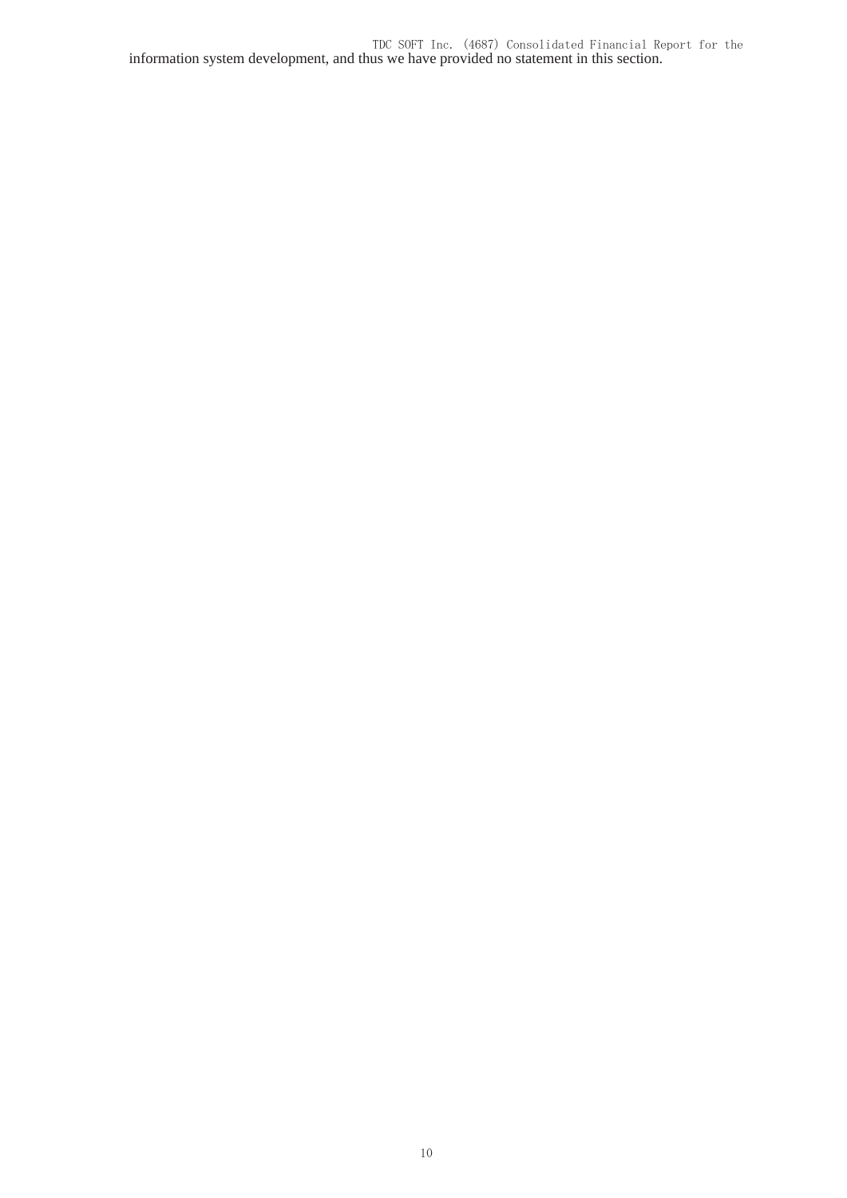information system development, and thus we have provided no statement in this section.